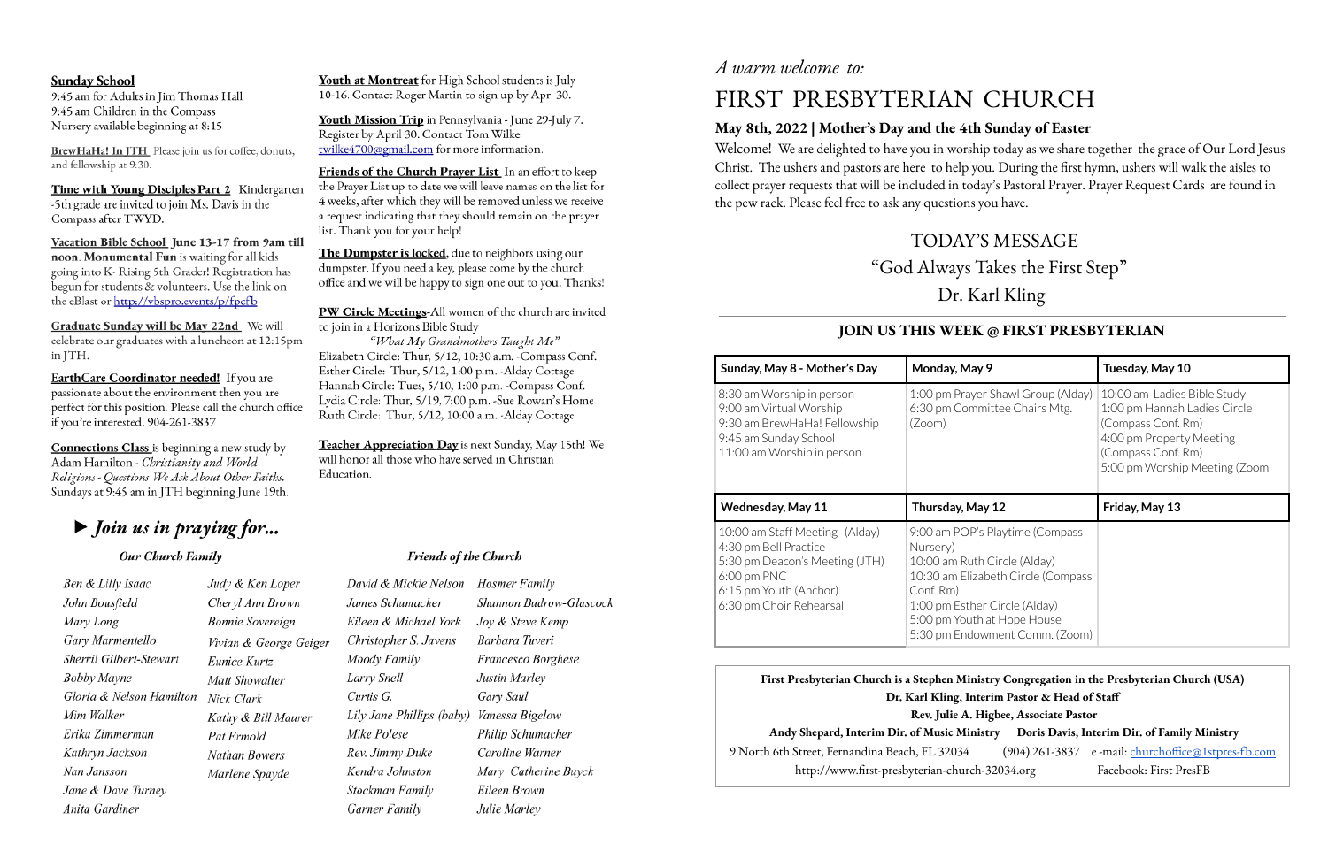**Sunday School**
9:45 am for Adults in Jim Thomas Hall
9:45 am Children in the Compass
Nursery available beginning at 8:15

**BrewHaHa! In JTH** Please join us for coffee, donuts, and fellowship at 9:30.

**Time with Young Disciples Part 2** Kindergarten -5th grade are invited to join Ms. Davis in the Compass after TWYD.

**Vacation Bible School June 13-17 from 9am till noon. Monumental Fun** is waiting for all kids going into K- Rising 5th Grader! Registration has begun for students & volunteers. Use the link on the eBlast or http://vbspro.events/p/fpcfb

**Graduate Sunday will be May 22nd** We will celebrate our graduates with a luncheon at 12:15pm in JTH.

**EarthCare Coordinator needed!** If you are passionate about the environment then you are perfect for this position. Please call the church office if you're interested. 904-261-3837

**Connections Class** is beginning a new study by Adam Hamilton - *Christianity and World Religions - Questions We Ask About Other Faiths.* Sundays at 9:45 am in JTH beginning June 19th.

**Youth at Montreat** for High School students is July 10-16. Contact Roger Martin to sign up by Apr. 30.

**Youth Mission Trip** in Pennsylvania - June 29-July 7. Register by April 30. Contact Tom Wilke twilke4700@gmail.com for more information.

**Friends of the Church Prayer List** In an effort to keep the Prayer List up to date we will leave names on the list for 4 weeks, after which they will be removed unless we receive a request indicating that they should remain on the prayer list. Thank you for your help!

**The Dumpster is locked**, due to neighbors using our dumpster. If you need a key, please come by the church office and we will be happy to sign one out to you. Thanks!

**PW Circle Meetings**-All women of the church are invited to join in a Horizons Bible Study

*"What My Grandmothers Taught Me"*

Elizabeth Circle: Thur, 5/12, 10:30 a.m. -Compass Conf.
Esther Circle: Thur, 5/12, 1:00 p.m. -Alday Cottage
Hannah Circle: Tues, 5/10, 1:00 p.m. -Compass Conf.
Lydia Circle: Thur, 5/19, 7:00 p.m. -Sue Rowan's Home
Ruth Circle: Thur, 5/12, 10:00 a.m. -Alday Cottage

**Teacher Appreciation Day** is next Sunday, May 15th! We will honor all those who have served in Christian Education.

## ► *Join us in praying for...*

***Our Church Family***

Ben & Lilly Isaac
John Bousfield
Mary Long
Gary Marmentello
Sherril Gilbert-Stewart
Bobby Mayne
Gloria & Nelson Hamilton
Mim Walker
Erika Zimmerman
Kathryn Jackson
Nan Jansson
Jane & Dave Turney
Anita Gardiner
Judy & Ken Loper
Cheryl Ann Brown
Bonnie Sovereign
Vivian & George Geiger
Eunice Kurtz
Matt Showalter
Nick Clark
Kathy & Bill Maurer
Pat Ermold
Nathan Bowers
Marlene Spayde

***Friends of the Church***

David & Mickie Nelson
James Schumacher
Eileen & Michael York
Christopher S. Javens
Moody Family
Larry Snell
Curtis G.
Lily Jane Phillips (baby)
Mike Polese
Rev. Jimmy Duke
Kendra Johnston
Stockman Family
Garner Family
Hosmer Family
Shannon Budrow-Glascock
Joy & Steve Kemp
Barbara Tuveri
Francesco Borghese
Justin Marley
Gary Saul
Vanessa Bigelow
Philip Schumacher
Caroline Warner
Mary Catherine Buyck
Eileen Brown
Julie Marley

*A warm welcome to:*

# FIRST PRESBYTERIAN CHURCH

### May 8th, 2022 | Mother's Day and the 4th Sunday of Easter

Welcome! We are delighted to have you in worship today as we share together the grace of Our Lord Jesus Christ. The ushers and pastors are here to help you. During the first hymn, ushers will walk the aisles to collect prayer requests that will be included in today's Pastoral Prayer. Prayer Request Cards are found in the pew rack. Please feel free to ask any questions you have.

## TODAY'S MESSAGE
## "God Always Takes the First Step"
## Dr. Karl Kling

### JOIN US THIS WEEK @ FIRST PRESBYTERIAN

| Sunday, May 8 - Mother's Day | Monday, May 9 | Tuesday, May 10 |
|---|---|---|
| 8:30 am Worship in person<br>9:00 am Virtual Worship<br>9:30 am BrewHaHa! Fellowship<br>9:45 am Sunday School<br>11:00 am Worship in person | 1:00 pm Prayer Shawl Group (Alday)<br>6:30 pm Committee Chairs Mtg. (Zoom) | 10:00 am Ladies Bible Study<br>1:00 pm Hannah Ladies Circle (Compass Conf. Rm)<br>4:00 pm Property Meeting (Compass Conf. Rm)<br>5:00 pm Worship Meeting (Zoom |
| **Wednesday, May 11** | **Thursday, May 12** | **Friday, May 13** |
| 10:00 am Staff Meeting (Alday)<br>4:30 pm Bell Practice<br>5:30 pm Deacon's Meeting (JTH)<br>6:00 pm PNC<br>6:15 pm Youth (Anchor)<br>6:30 pm Choir Rehearsal | 9:00 am POP's Playtime (Compass Nursery)<br>10:00 am Ruth Circle (Alday)<br>10:30 am Elizabeth Circle (Compass Conf. Rm)<br>1:00 pm Esther Circle (Alday)<br>5:00 pm Youth at Hope House<br>5:30 pm Endowment Comm. (Zoom) | |

**First Presbyterian Church is a Stephen Ministry Congregation in the Presbyterian Church (USA)**
**Dr. Karl Kling, Interim Pastor & Head of Staff**
**Rev. Julie A. Higbee, Associate Pastor**
**Andy Shepard, Interim Dir. of Music Ministry Doris Davis, Interim Dir. of Family Ministry**
9 North 6th Street, Fernandina Beach, FL 32034 (904) 261-3837 e-mail: churchoffice@1stpres-fb.com
http://www.first-presbyterian-church-32034.org Facebook: First PresFB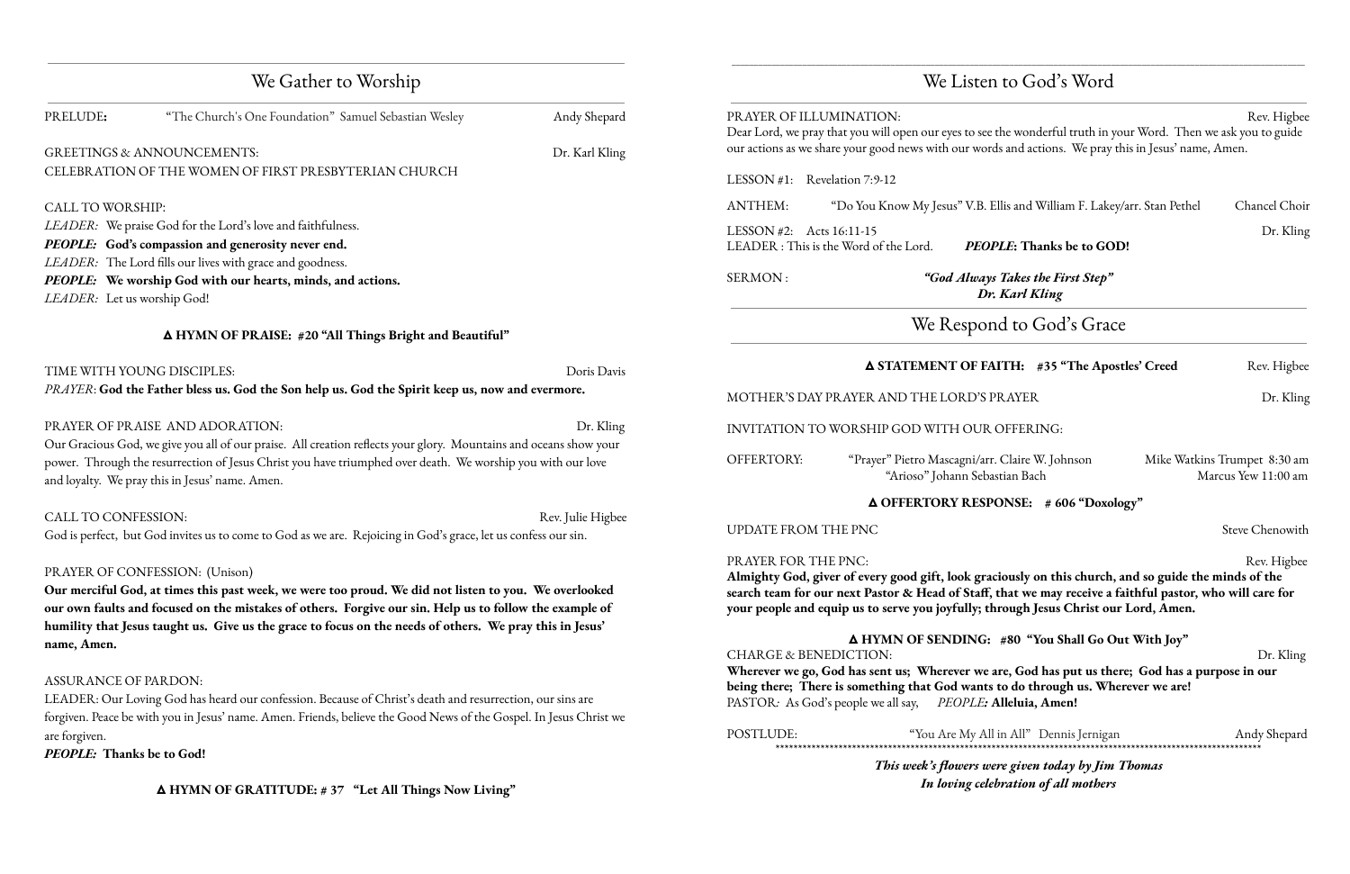## We Gather to Worship

PRELUDE**:** "The Church's One Foundation" Samuel Sebastian Wesley — Andy Shepard

GREETINGS & ANNOUNCEMENTS: — Dr. Karl Kling

CELEBRATION OF THE WOMEN OF FIRST PRESBYTERIAN CHURCH

CALL TO WORSHIP:

*LEADER:* We praise God for the Lord's love and faithfulness.

***PEOPLE:*** **God's compassion and generosity never end.**

*LEADER:* The Lord fills our lives with grace and goodness.

***PEOPLE:*** **We worship God with our hearts, minds, and actions.**

*LEADER:* Let us worship God!

**∆ HYMN OF PRAISE: #20 "All Things Bright and Beautiful"**

TIME WITH YOUNG DISCIPLES: — Doris Davis

*PRAYER*: **God the Father bless us. God the Son help us. God the Spirit keep us, now and evermore.**

PRAYER OF PRAISE AND ADORATION: — Dr. Kling

Our Gracious God, we give you all of our praise. All creation reflects your glory. Mountains and oceans show your power. Through the resurrection of Jesus Christ you have triumphed over death. We worship you with our love and loyalty. We pray this in Jesus' name. Amen.

CALL TO CONFESSION: — Rev. Julie Higbee

God is perfect, but God invites us to come to God as we are. Rejoicing in God's grace, let us confess our sin.

PRAYER OF CONFESSION: (Unison)

**Our merciful God, at times this past week, we were too proud. We did not listen to you. We overlooked our own faults and focused on the mistakes of others. Forgive our sin. Help us to follow the example of humility that Jesus taught us. Give us the grace to focus on the needs of others. We pray this in Jesus' name, Amen.**

ASSURANCE OF PARDON:

LEADER: Our Loving God has heard our confession. Because of Christ's death and resurrection, our sins are forgiven. Peace be with you in Jesus' name. Amen. Friends, believe the Good News of the Gospel. In Jesus Christ we are forgiven.

***PEOPLE:*** **Thanks be to God!**

**∆ HYMN OF GRATITUDE: # 37 "Let All Things Now Living"**

## We Listen to God's Word

PRAYER OF ILLUMINATION: — Rev. Higbee

Dear Lord, we pray that you will open our eyes to see the wonderful truth in your Word. Then we ask you to guide our actions as we share your good news with our words and actions. We pray this in Jesus' name, Amen.

LESSON #1: Revelation 7:9-12

ANTHEM: "Do You Know My Jesus" V.B. Ellis and William F. Lakey/arr. Stan Pethel — Chancel Choir

LESSON #2: Acts 16:11-15 — Dr. Kling

LEADER : This is the Word of the Lord. ***PEOPLE*****: Thanks be to GOD!**

SERMON : ***"God Always Takes the First Step"***
***Dr. Karl Kling***

## We Respond to God's Grace

**∆ STATEMENT OF FAITH: #35 "The Apostles' Creed"** — Rev. Higbee

MOTHER'S DAY PRAYER AND THE LORD'S PRAYER — Dr. Kling

INVITATION TO WORSHIP GOD WITH OUR OFFERING:

OFFERTORY: "Prayer" Pietro Mascagni/arr. Claire W. Johnson — Mike Watkins Trumpet 8:30 am
"Arioso" Johann Sebastian Bach — Marcus Yew 11:00 am

**∆ OFFERTORY RESPONSE: # 606 "Doxology"**

UPDATE FROM THE PNC — Steve Chenowith

PRAYER FOR THE PNC: — Rev. Higbee

**Almighty God, giver of every good gift, look graciously on this church, and so guide the minds of the search team for our next Pastor & Head of Staff, that we may receive a faithful pastor, who will care for your people and equip us to serve you joyfully; through Jesus Christ our Lord, Amen.**

**∆ HYMN OF SENDING: #80 "You Shall Go Out With Joy"**

CHARGE & BENEDICTION: — Dr. Kling

**Wherever we go, God has sent us; Wherever we are, God has put us there; God has a purpose in our being there; There is something that God wants to do through us. Wherever we are!**

PASTOR*:* As God's people we all say, *PEOPLE:* **Alleluia, Amen!**

POSTLUDE: "You Are My All in All" Dennis Jernigan — Andy Shepard

*****************************************************************************************************

***This week's flowers were given today by Jim Thomas***
***In loving celebration of all mothers***